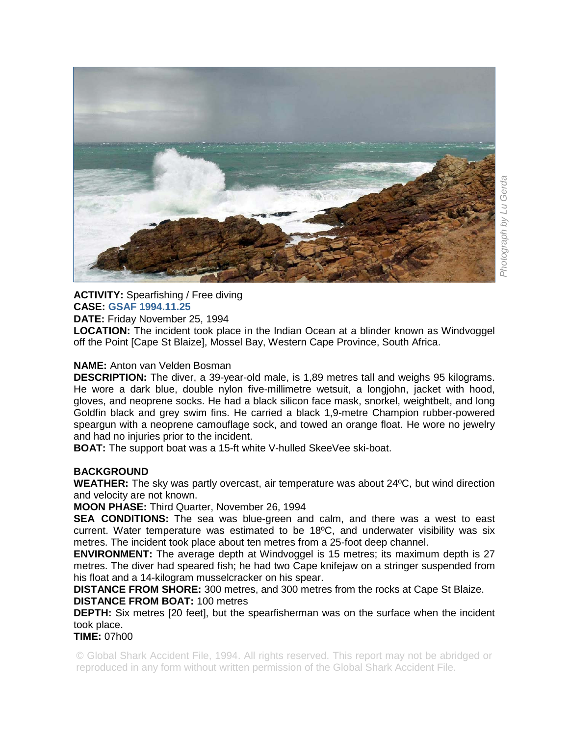*Photograph by Lu Gerda*

**ACTIVITY:** Spearfishing / Free diving
**CASE:** **GSAF 1994.11.25**
**DATE:** Friday November 25, 1994
**LOCATION:** The incident took place in the Indian Ocean at a blinder known as Windvoggel off the Point [Cape St Blaize], Mossel Bay, Western Cape Province, South Africa.

**NAME:** Anton van Velden Bosman
**DESCRIPTION:** The diver, a 39-year-old male, is 1,89 metres tall and weighs 95 kilograms. He wore a dark blue, double nylon five-millimetre wetsuit, a longjohn, jacket with hood, gloves, and neoprene socks. He had a black silicon face mask, snorkel, weightbelt, and long Goldfin black and grey swim fins. He carried a black 1,9-metre Champion rubber-powered speargun with a neoprene camouflage sock, and towed an orange float. He wore no jewelry and had no injuries prior to the incident.
**BOAT:** The support boat was a 15-ft white V-hulled SkeeVee ski-boat.

**BACKGROUND**
**WEATHER:** The sky was partly overcast, air temperature was about 24ºC, but wind direction and velocity are not known.
**MOON PHASE:** Third Quarter, November 26, 1994
**SEA CONDITIONS:** The sea was blue-green and calm, and there was a west to east current. Water temperature was estimated to be 18ºC, and underwater visibility was six metres. The incident took place about ten metres from a 25-foot deep channel.
**ENVIRONMENT:** The average depth at Windvoggel is 15 metres; its maximum depth is 27 metres. The diver had speared fish; he had two Cape knifejaw on a stringer suspended from his float and a 14-kilogram musselcracker on his spear.
**DISTANCE FROM SHORE:** 300 metres, and 300 metres from the rocks at Cape St Blaize.
**DISTANCE FROM BOAT:** 100 metres
**DEPTH:** Six metres [20 feet], but the spearfisherman was on the surface when the incident took place.
**TIME:** 07h00

© Global Shark Accident File, 1994. All rights reserved. This report may not be abridged or reproduced in any form without written permission of the Global Shark Accident File.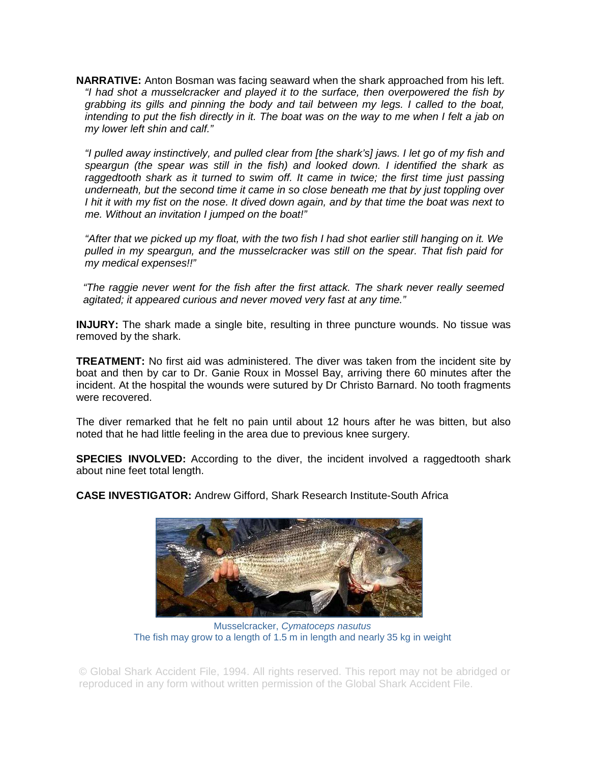**NARRATIVE:** Anton Bosman was facing seaward when the shark approached from his left.

*"I had shot a musselcracker and played it to the surface, then overpowered the fish by grabbing its gills and pinning the body and tail between my legs. I called to the boat, intending to put the fish directly in it. The boat was on the way to me when I felt a jab on my lower left shin and calf."*

*"I pulled away instinctively, and pulled clear from [the shark's] jaws. I let go of my fish and speargun (the spear was still in the fish) and looked down. I identified the shark as raggedtooth shark as it turned to swim off. It came in twice; the first time just passing underneath, but the second time it came in so close beneath me that by just toppling over I hit it with my fist on the nose. It dived down again, and by that time the boat was next to me. Without an invitation I jumped on the boat!"*

*"After that we picked up my float, with the two fish I had shot earlier still hanging on it. We pulled in my speargun, and the musselcracker was still on the spear. That fish paid for my medical expenses!!"*

*"The raggie never went for the fish after the first attack. The shark never really seemed agitated; it appeared curious and never moved very fast at any time."*

**INJURY:** The shark made a single bite, resulting in three puncture wounds. No tissue was removed by the shark.

**TREATMENT:** No first aid was administered. The diver was taken from the incident site by boat and then by car to Dr. Ganie Roux in Mossel Bay, arriving there 60 minutes after the incident. At the hospital the wounds were sutured by Dr Christo Barnard. No tooth fragments were recovered.

The diver remarked that he felt no pain until about 12 hours after he was bitten, but also noted that he had little feeling in the area due to previous knee surgery.

**SPECIES INVOLVED:** According to the diver, the incident involved a raggedtooth shark about nine feet total length.

**CASE INVESTIGATOR:** Andrew Gifford, Shark Research Institute-South Africa

Musselcracker, *Cymatoceps nasutus*
The fish may grow to a length of 1.5 m in length and nearly 35 kg in weight

© Global Shark Accident File, 1994. All rights reserved. This report may not be abridged or reproduced in any form without written permission of the Global Shark Accident File.